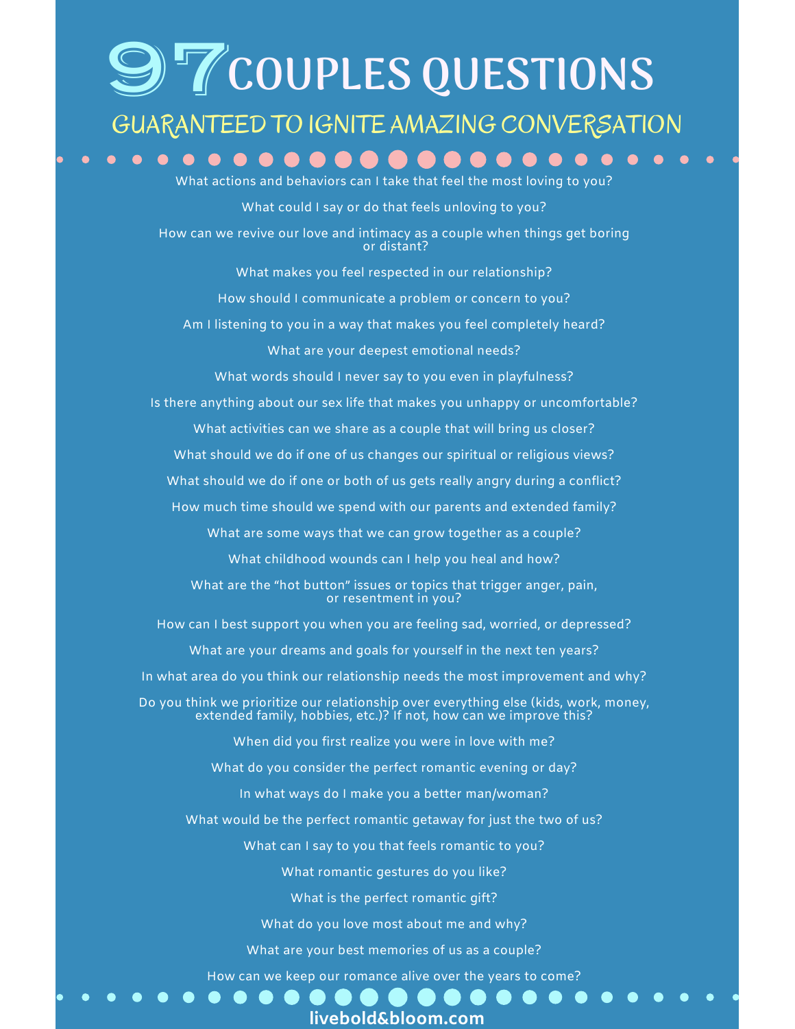# 97 COUPLES QUESTIONS

## GUARANTEED TO IGNITE AMAZING CONVERSATION

What actions and behaviors can I take that feel the most loving to you?

What could I say or do that feels unloving to you?

How can we revive our love and intimacy as a couple when things get boring or distant?

What makes you feel respected in our relationship?

How should I communicate a problem or concern to you?

Am I listening to you in a way that makes you feel completely heard?

What are your deepest emotional needs?

What words should I never say to you even in playfulness?

Is there anything about our sex life that makes you unhappy or uncomfortable?

What activities can we share as a couple that will bring us closer?

What should we do if one of us changes our spiritual or religious views?

What should we do if one or both of us gets really angry during a conflict?

How much time should we spend with our parents and extended family?

What are some ways that we can grow together as a couple?

What childhood wounds can I help you heal and how?

What are the “hot button” issues or topics that trigger anger, pain, or resentment in you?

How can I best support you when you are feeling sad, worried, or depressed?

What are your dreams and goals for yourself in the next ten years?

In what area do you think our relationship needs the most improvement and why?

Do you think we prioritize our relationship over everything else (kids, work, money, extended family, hobbies, etc.)? If not, how can we improve this?

When did you first realize you were in love with me?

What do you consider the perfect romantic evening or day?

In what ways do I make you a better man/woman?

What would be the perfect romantic getaway for just the two of us?

What can I say to you that feels romantic to you?

What romantic gestures do you like?

What is the perfect romantic gift?

What do you love most about me and why?

What are your best memories of us as a couple?

How can we keep our romance alive over the years to come?

livebold&bloom.com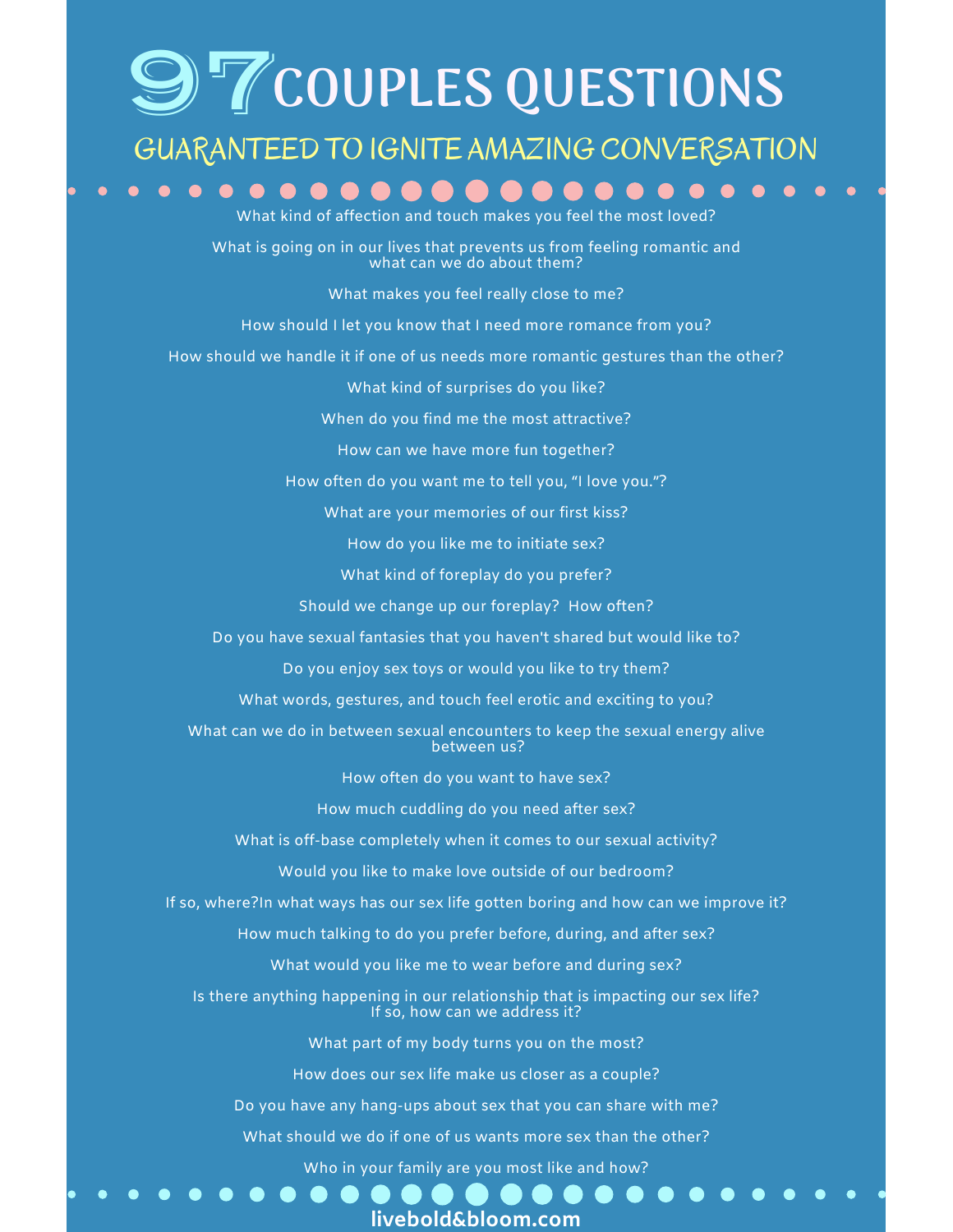# 97 COUPLES QUESTIONS

## GUARANTEED TO IGNITE AMAZING CONVERSATION

What kind of affection and touch makes you feel the most loved?

What is going on in our lives that prevents us from feeling romantic and what can we do about them?

What makes you feel really close to me?

How should I let you know that I need more romance from you?

How should we handle it if one of us needs more romantic gestures than the other?

What kind of surprises do you like?

When do you find me the most attractive?

How can we have more fun together?

How often do you want me to tell you, "I love you."?

What are your memories of our first kiss?

How do you like me to initiate sex?

What kind of foreplay do you prefer?

Should we change up our foreplay? How often?

Do you have sexual fantasies that you haven't shared but would like to?

Do you enjoy sex toys or would you like to try them?

What words, gestures, and touch feel erotic and exciting to you?

What can we do in between sexual encounters to keep the sexual energy alive between us?

How often do you want to have sex?

How much cuddling do you need after sex?

What is off-base completely when it comes to our sexual activity?

Would you like to make love outside of our bedroom?

If so, where?In what ways has our sex life gotten boring and how can we improve it?

How much talking to do you prefer before, during, and after sex?

What would you like me to wear before and during sex?

Is there anything happening in our relationship that is impacting our sex life? If so, how can we address it?

What part of my body turns you on the most?

How does our sex life make us closer as a couple?

Do you have any hang-ups about sex that you can share with me?

What should we do if one of us wants more sex than the other?

Who in your family are you most like and how?

livebold&bloom.com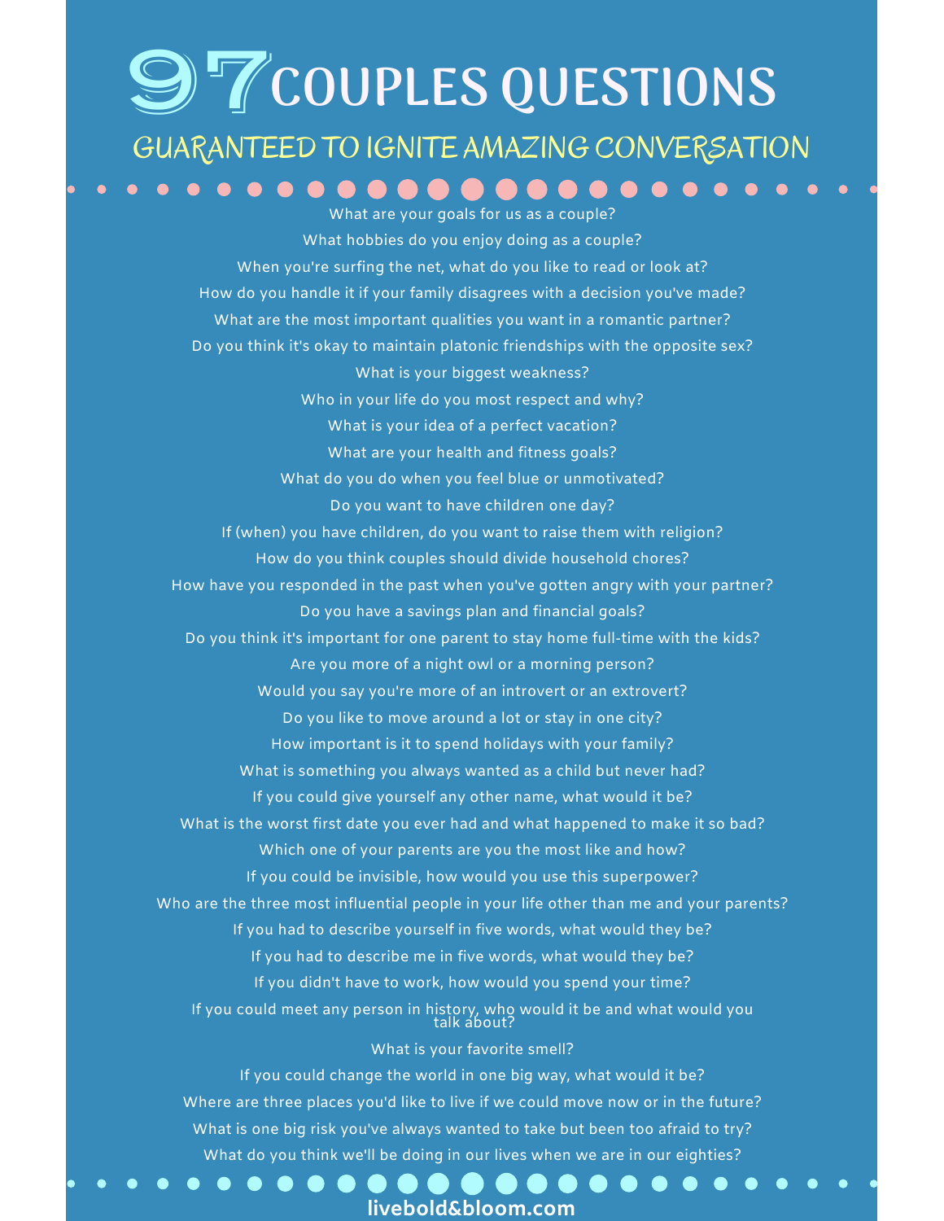# 97 COUPLES QUESTIONS

## GUARANTEED TO IGNITE AMAZING CONVERSATION

What are your goals for us as a couple?

What hobbies do you enjoy doing as a couple?

When you're surfing the net, what do you like to read or look at?

How do you handle it if your family disagrees with a decision you've made?

What are the most important qualities you want in a romantic partner?

Do you think it's okay to maintain platonic friendships with the opposite sex?

What is your biggest weakness?

Who in your life do you most respect and why?

What is your idea of a perfect vacation?

What are your health and fitness goals?

What do you do when you feel blue or unmotivated?

Do you want to have children one day?

If (when) you have children, do you want to raise them with religion?

How do you think couples should divide household chores?

How have you responded in the past when you've gotten angry with your partner?

Do you have a savings plan and financial goals?

Do you think it's important for one parent to stay home full-time with the kids?

Are you more of a night owl or a morning person?

Would you say you're more of an introvert or an extrovert?

Do you like to move around a lot or stay in one city?

How important is it to spend holidays with your family?

What is something you always wanted as a child but never had?

If you could give yourself any other name, what would it be?

What is the worst first date you ever had and what happened to make it so bad?

Which one of your parents are you the most like and how?

If you could be invisible, how would you use this superpower?

Who are the three most influential people in your life other than me and your parents?

If you had to describe yourself in five words, what would they be?

If you had to describe me in five words, what would they be?

If you didn't have to work, how would you spend your time?

If you could meet any person in history, who would it be and what would you talk about?

What is your favorite smell?

If you could change the world in one big way, what would it be?

Where are three places you'd like to live if we could move now or in the future?

What is one big risk you've always wanted to take but been too afraid to try?

What do you think we'll be doing in our lives when we are in our eighties?

livebold&bloom.com